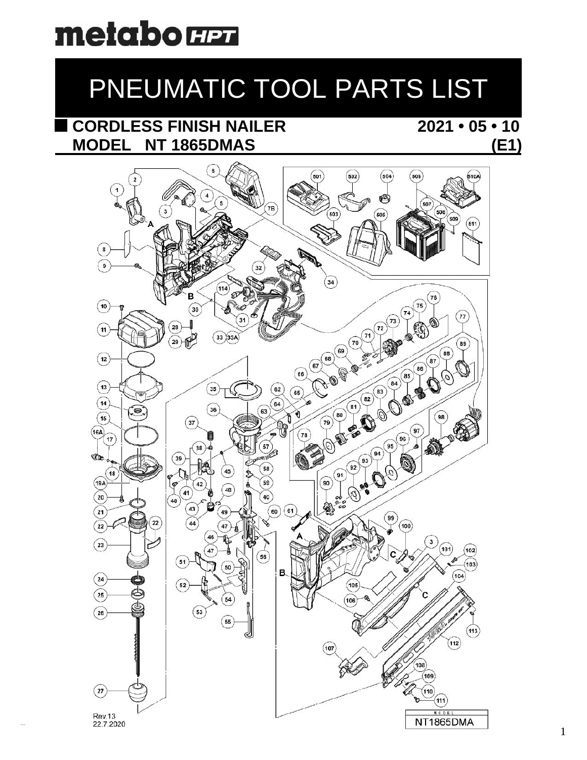metabo HPT

# PNEUMATIC TOOL PARTS LIST

## CORDLESS FINISH NAILER 2021 • 05 • 10

## MODEL NT 1865DMAS (E1)

Rev.13
22.7.2020

MODEL
NT1865DMA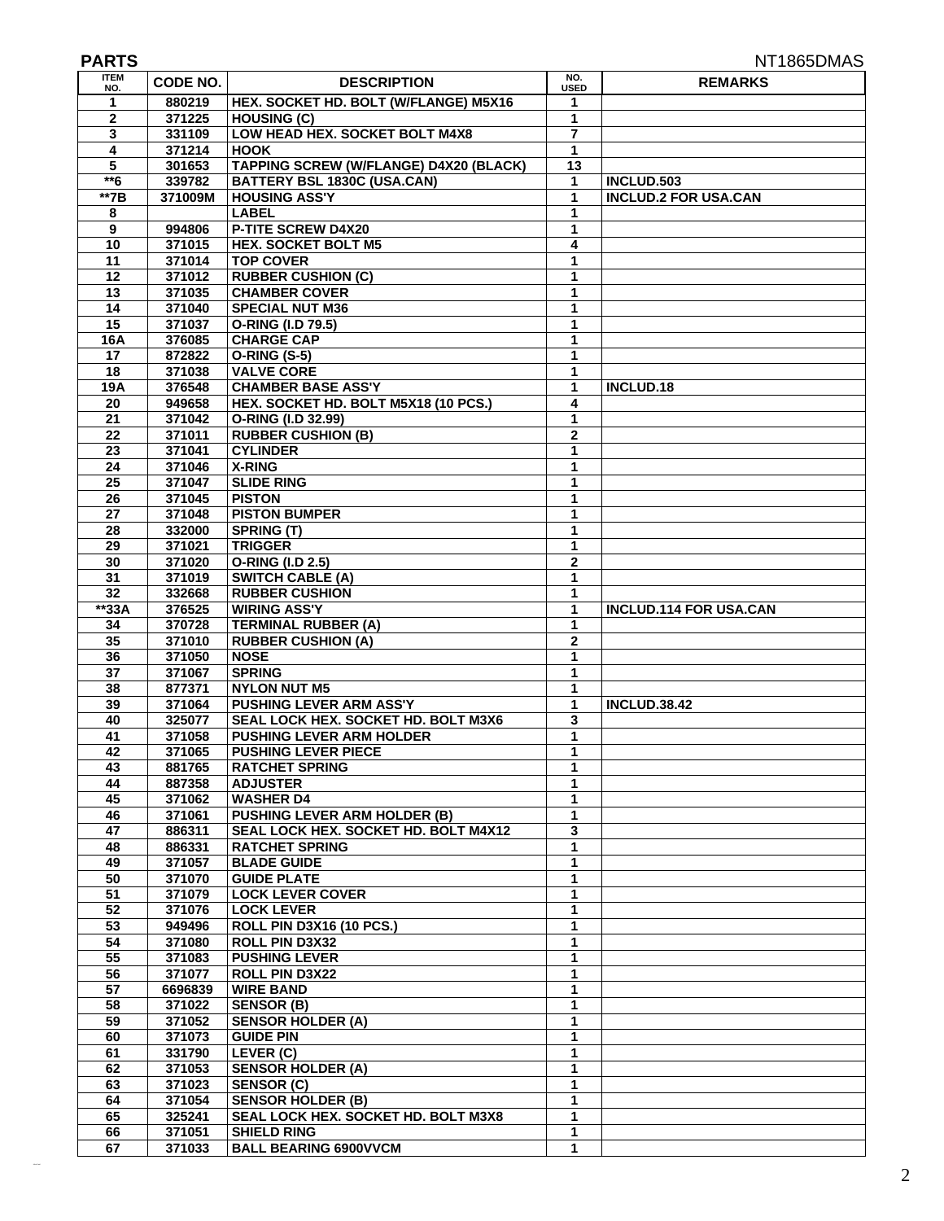## PARTS

NT1865DMAS

| ITEM NO. | CODE NO. | DESCRIPTION | NO. USED | REMARKS |
|---|---|---|---|---|
| 1 | 880219 | HEX. SOCKET HD. BOLT (W/FLANGE) M5X16 | 1 | |
| 2 | 371225 | HOUSING (C) | 1 | |
| 3 | 331109 | LOW HEAD HEX. SOCKET BOLT M4X8 | 7 | |
| 4 | 371214 | HOOK | 1 | |
| 5 | 301653 | TAPPING SCREW (W/FLANGE) D4X20 (BLACK) | 13 | |
| **6 | 339782 | BATTERY BSL 1830C (USA.CAN) | 1 | INCLUD.503 |
| **7B | 371009M | HOUSING ASS'Y | 1 | INCLUD.2 FOR USA.CAN |
| 8 | | LABEL | 1 | |
| 9 | 994806 | P-TITE SCREW D4X20 | 1 | |
| 10 | 371015 | HEX. SOCKET BOLT M5 | 4 | |
| 11 | 371014 | TOP COVER | 1 | |
| 12 | 371012 | RUBBER CUSHION (C) | 1 | |
| 13 | 371035 | CHAMBER COVER | 1 | |
| 14 | 371040 | SPECIAL NUT M36 | 1 | |
| 15 | 371037 | O-RING (I.D 79.5) | 1 | |
| 16A | 376085 | CHARGE CAP | 1 | |
| 17 | 872822 | O-RING (S-5) | 1 | |
| 18 | 371038 | VALVE CORE | 1 | |
| 19A | 376548 | CHAMBER BASE ASS'Y | 1 | INCLUD.18 |
| 20 | 949658 | HEX. SOCKET HD. BOLT M5X18 (10 PCS.) | 4 | |
| 21 | 371042 | O-RING (I.D 32.99) | 1 | |
| 22 | 371011 | RUBBER CUSHION (B) | 2 | |
| 23 | 371041 | CYLINDER | 1 | |
| 24 | 371046 | X-RING | 1 | |
| 25 | 371047 | SLIDE RING | 1 | |
| 26 | 371045 | PISTON | 1 | |
| 27 | 371048 | PISTON BUMPER | 1 | |
| 28 | 332000 | SPRING (T) | 1 | |
| 29 | 371021 | TRIGGER | 1 | |
| 30 | 371020 | O-RING (I.D 2.5) | 2 | |
| 31 | 371019 | SWITCH CABLE (A) | 1 | |
| 32 | 332668 | RUBBER CUSHION | 1 | |
| **33A | 376525 | WIRING ASS'Y | 1 | INCLUD.114 FOR USA.CAN |
| 34 | 370728 | TERMINAL RUBBER (A) | 1 | |
| 35 | 371010 | RUBBER CUSHION (A) | 2 | |
| 36 | 371050 | NOSE | 1 | |
| 37 | 371067 | SPRING | 1 | |
| 38 | 877371 | NYLON NUT M5 | 1 | |
| 39 | 371064 | PUSHING LEVER ARM ASS'Y | 1 | INCLUD.38.42 |
| 40 | 325077 | SEAL LOCK HEX. SOCKET HD. BOLT M3X6 | 3 | |
| 41 | 371058 | PUSHING LEVER ARM HOLDER | 1 | |
| 42 | 371065 | PUSHING LEVER PIECE | 1 | |
| 43 | 881765 | RATCHET SPRING | 1 | |
| 44 | 887358 | ADJUSTER | 1 | |
| 45 | 371062 | WASHER D4 | 1 | |
| 46 | 371061 | PUSHING LEVER ARM HOLDER (B) | 1 | |
| 47 | 886311 | SEAL LOCK HEX. SOCKET HD. BOLT M4X12 | 3 | |
| 48 | 886331 | RATCHET SPRING | 1 | |
| 49 | 371057 | BLADE GUIDE | 1 | |
| 50 | 371070 | GUIDE PLATE | 1 | |
| 51 | 371079 | LOCK LEVER COVER | 1 | |
| 52 | 371076 | LOCK LEVER | 1 | |
| 53 | 949496 | ROLL PIN D3X16 (10 PCS.) | 1 | |
| 54 | 371080 | ROLL PIN D3X32 | 1 | |
| 55 | 371083 | PUSHING LEVER | 1 | |
| 56 | 371077 | ROLL PIN D3X22 | 1 | |
| 57 | 6696839 | WIRE BAND | 1 | |
| 58 | 371022 | SENSOR (B) | 1 | |
| 59 | 371052 | SENSOR HOLDER (A) | 1 | |
| 60 | 371073 | GUIDE PIN | 1 | |
| 61 | 331790 | LEVER (C) | 1 | |
| 62 | 371053 | SENSOR HOLDER (A) | 1 | |
| 63 | 371023 | SENSOR (C) | 1 | |
| 64 | 371054 | SENSOR HOLDER (B) | 1 | |
| 65 | 325241 | SEAL LOCK HEX. SOCKET HD. BOLT M3X8 | 1 | |
| 66 | 371051 | SHIELD RING | 1 | |
| 67 | 371033 | BALL BEARING 6900VVCM | 1 | |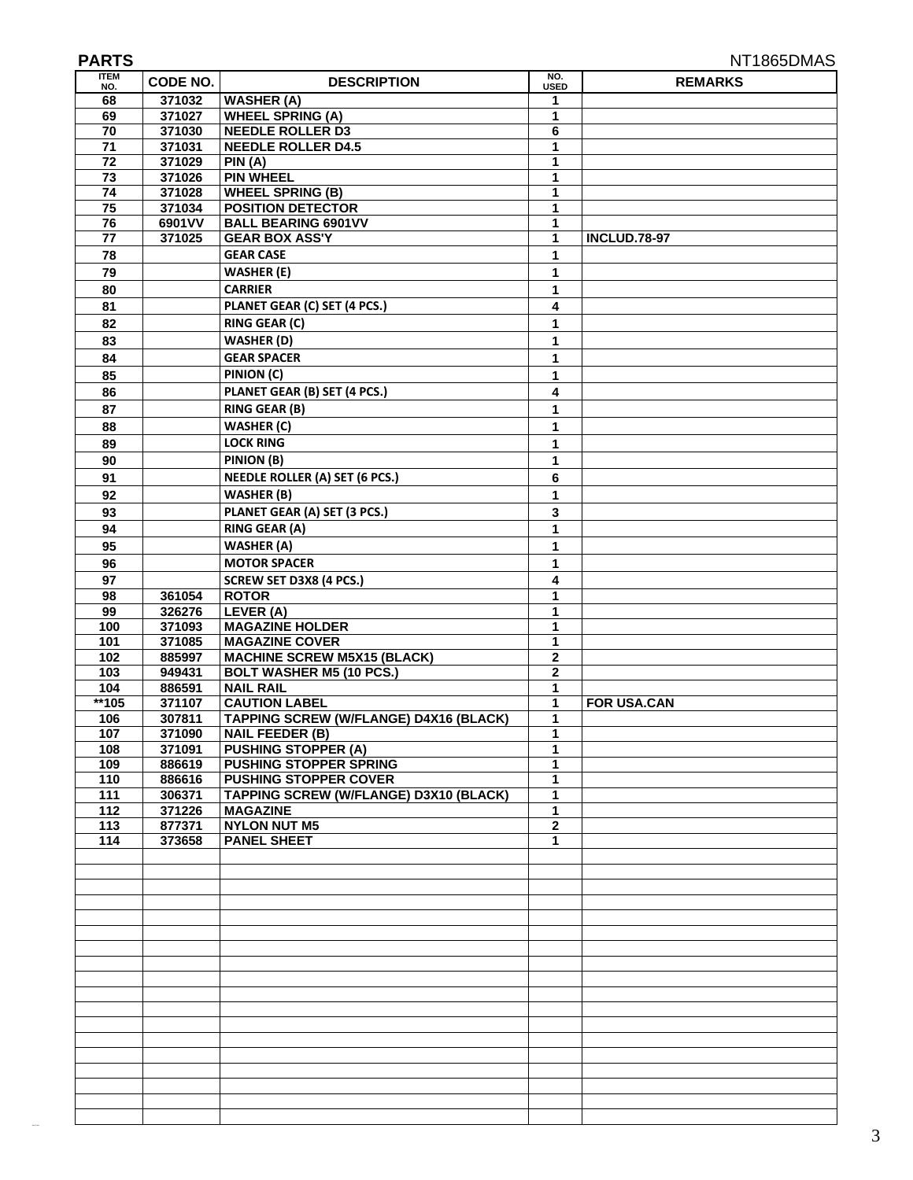## PARTS

NT1865DMAS

| ITEM NO. | CODE NO. | DESCRIPTION | NO. USED | REMARKS |
|---|---|---|---|---|
| 68 | 371032 | WASHER (A) | 1 | |
| 69 | 371027 | WHEEL SPRING (A) | 1 | |
| 70 | 371030 | NEEDLE ROLLER D3 | 6 | |
| 71 | 371031 | NEEDLE ROLLER D4.5 | 1 | |
| 72 | 371029 | PIN (A) | 1 | |
| 73 | 371026 | PIN WHEEL | 1 | |
| 74 | 371028 | WHEEL SPRING (B) | 1 | |
| 75 | 371034 | POSITION DETECTOR | 1 | |
| 76 | 6901VV | BALL BEARING 6901VV | 1 | |
| 77 | 371025 | GEAR BOX ASS'Y | 1 | INCLUD.78-97 |
| 78 | | GEAR CASE | 1 | |
| 79 | | WASHER (E) | 1 | |
| 80 | | CARRIER | 1 | |
| 81 | | PLANET GEAR (C) SET (4 PCS.) | 4 | |
| 82 | | RING GEAR (C) | 1 | |
| 83 | | WASHER (D) | 1 | |
| 84 | | GEAR SPACER | 1 | |
| 85 | | PINION (C) | 1 | |
| 86 | | PLANET GEAR (B) SET (4 PCS.) | 4 | |
| 87 | | RING GEAR (B) | 1 | |
| 88 | | WASHER (C) | 1 | |
| 89 | | LOCK RING | 1 | |
| 90 | | PINION (B) | 1 | |
| 91 | | NEEDLE ROLLER (A) SET (6 PCS.) | 6 | |
| 92 | | WASHER (B) | 1 | |
| 93 | | PLANET GEAR (A) SET (3 PCS.) | 3 | |
| 94 | | RING GEAR (A) | 1 | |
| 95 | | WASHER (A) | 1 | |
| 96 | | MOTOR SPACER | 1 | |
| 97 | | SCREW SET D3X8 (4 PCS.) | 4 | |
| 98 | 361054 | ROTOR | 1 | |
| 99 | 326276 | LEVER (A) | 1 | |
| 100 | 371093 | MAGAZINE HOLDER | 1 | |
| 101 | 371085 | MAGAZINE COVER | 1 | |
| 102 | 885997 | MACHINE SCREW M5X15 (BLACK) | 2 | |
| 103 | 949431 | BOLT WASHER M5 (10 PCS.) | 2 | |
| 104 | 886591 | NAIL RAIL | 1 | |
| **105 | 371107 | CAUTION LABEL | 1 | FOR USA.CAN |
| 106 | 307811 | TAPPING SCREW (W/FLANGE) D4X16 (BLACK) | 1 | |
| 107 | 371090 | NAIL FEEDER (B) | 1 | |
| 108 | 371091 | PUSHING STOPPER (A) | 1 | |
| 109 | 886619 | PUSHING STOPPER SPRING | 1 | |
| 110 | 886616 | PUSHING STOPPER COVER | 1 | |
| 111 | 306371 | TAPPING SCREW (W/FLANGE) D3X10 (BLACK) | 1 | |
| 112 | 371226 | MAGAZINE | 1 | |
| 113 | 877371 | NYLON NUT M5 | 2 | |
| 114 | 373658 | PANEL SHEET | 1 | |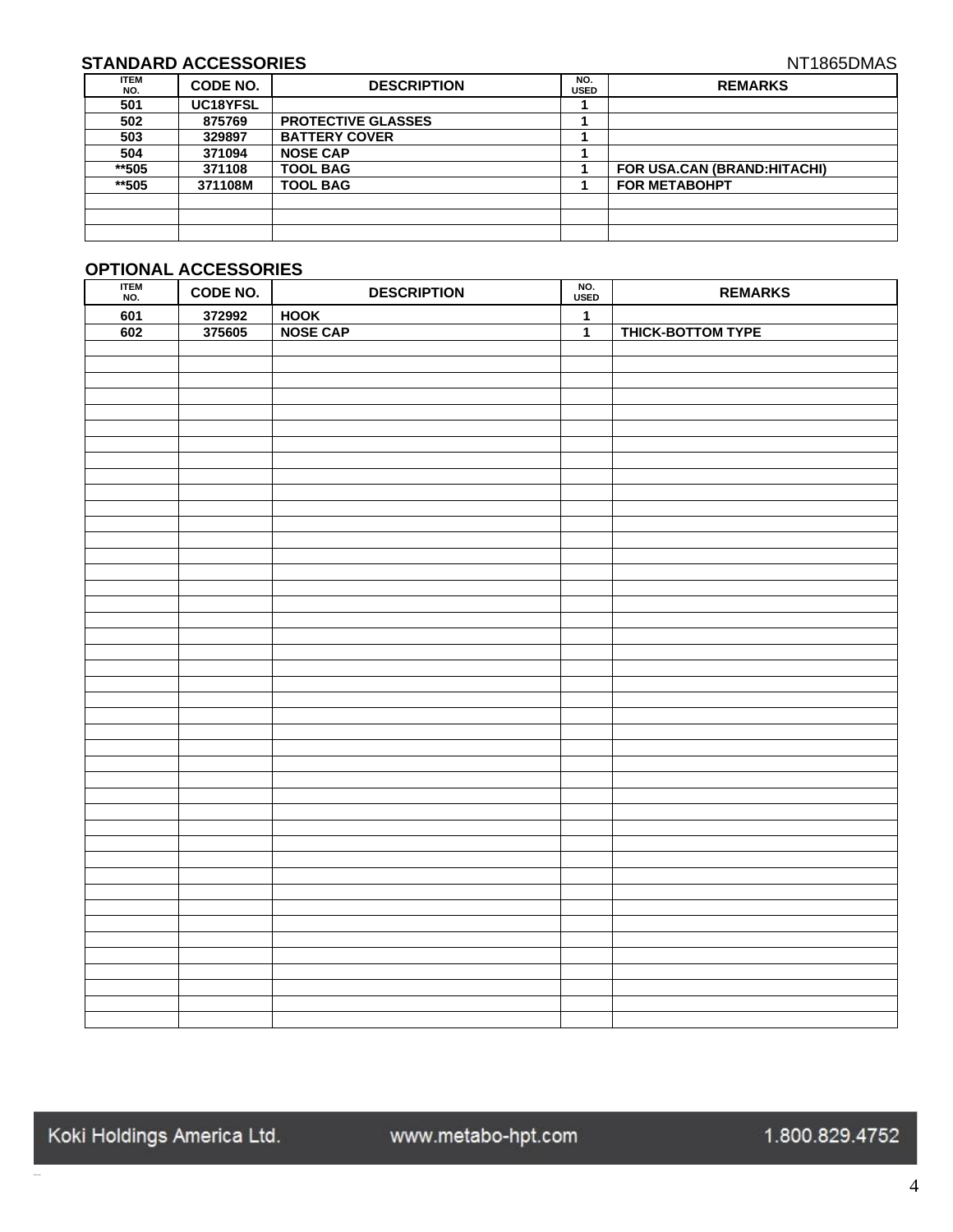## STANDARD ACCESSORIES

NT1865DMAS

| ITEM NO. | CODE NO. | DESCRIPTION | NO. USED | REMARKS |
|---|---|---|---|---|
| 501 | UC18YFSL | | 1 | |
| 502 | 875769 | PROTECTIVE GLASSES | 1 | |
| 503 | 329897 | BATTERY COVER | 1 | |
| 504 | 371094 | NOSE CAP | 1 | |
| **505 | 371108 | TOOL BAG | 1 | FOR USA.CAN (BRAND:HITACHI) |
| **505 | 371108M | TOOL BAG | 1 | FOR METABOHPT |

## OPTIONAL ACCESSORIES

| ITEM NO. | CODE NO. | DESCRIPTION | NO. USED | REMARKS |
|---|---|---|---|---|
| 601 | 372992 | HOOK | 1 | |
| 602 | 375605 | NOSE CAP | 1 | THICK-BOTTOM TYPE |

Koki Holdings America Ltd. www.metabo-hpt.com 1.800.829.4752